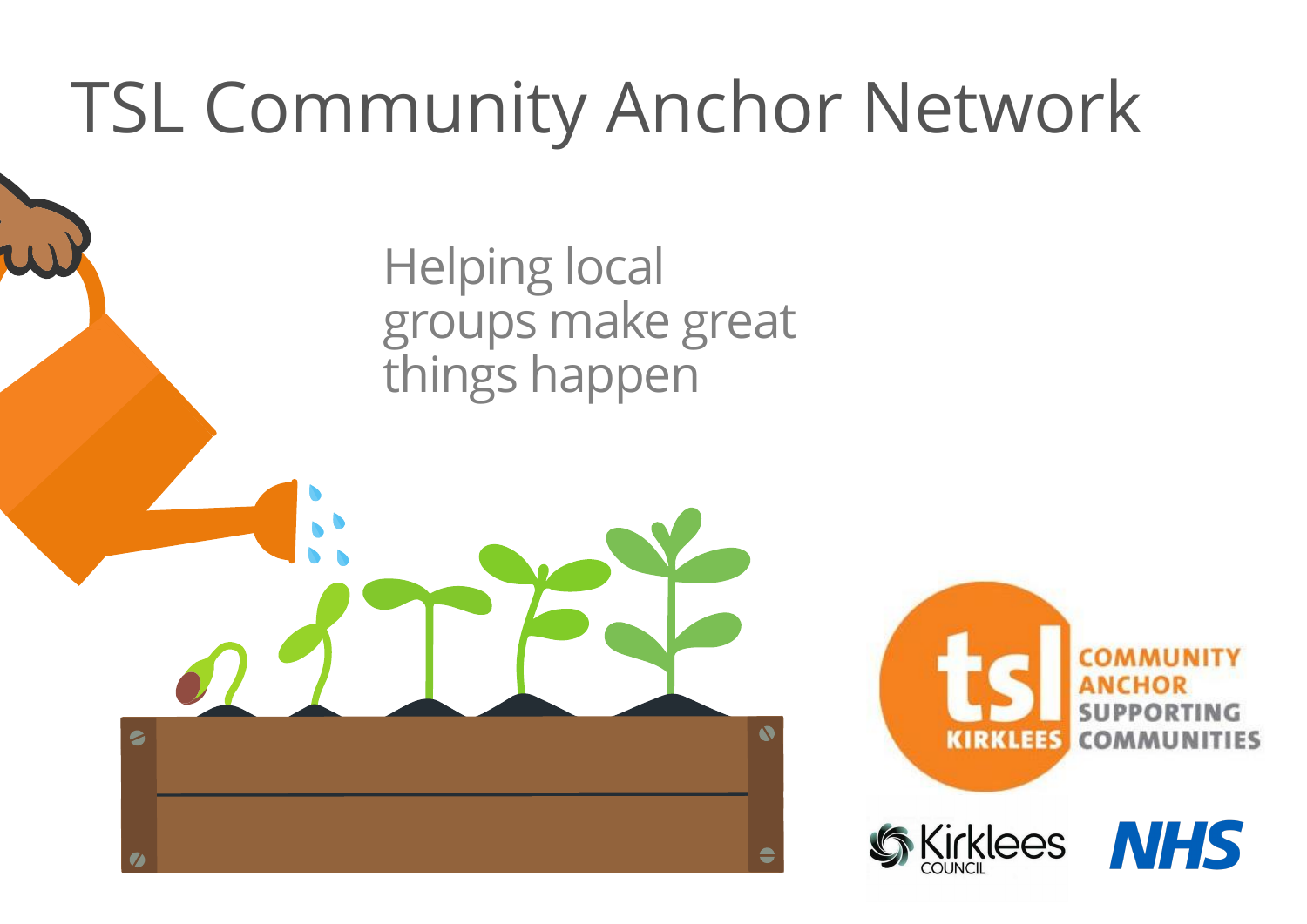# TSL Community Anchor Network

Helping local groups make great things happen

TSL KIRKLEES COMMUNITY ANCHOR SUPPORTING COMMUNITIES

Kirklees COUNCIL

NHS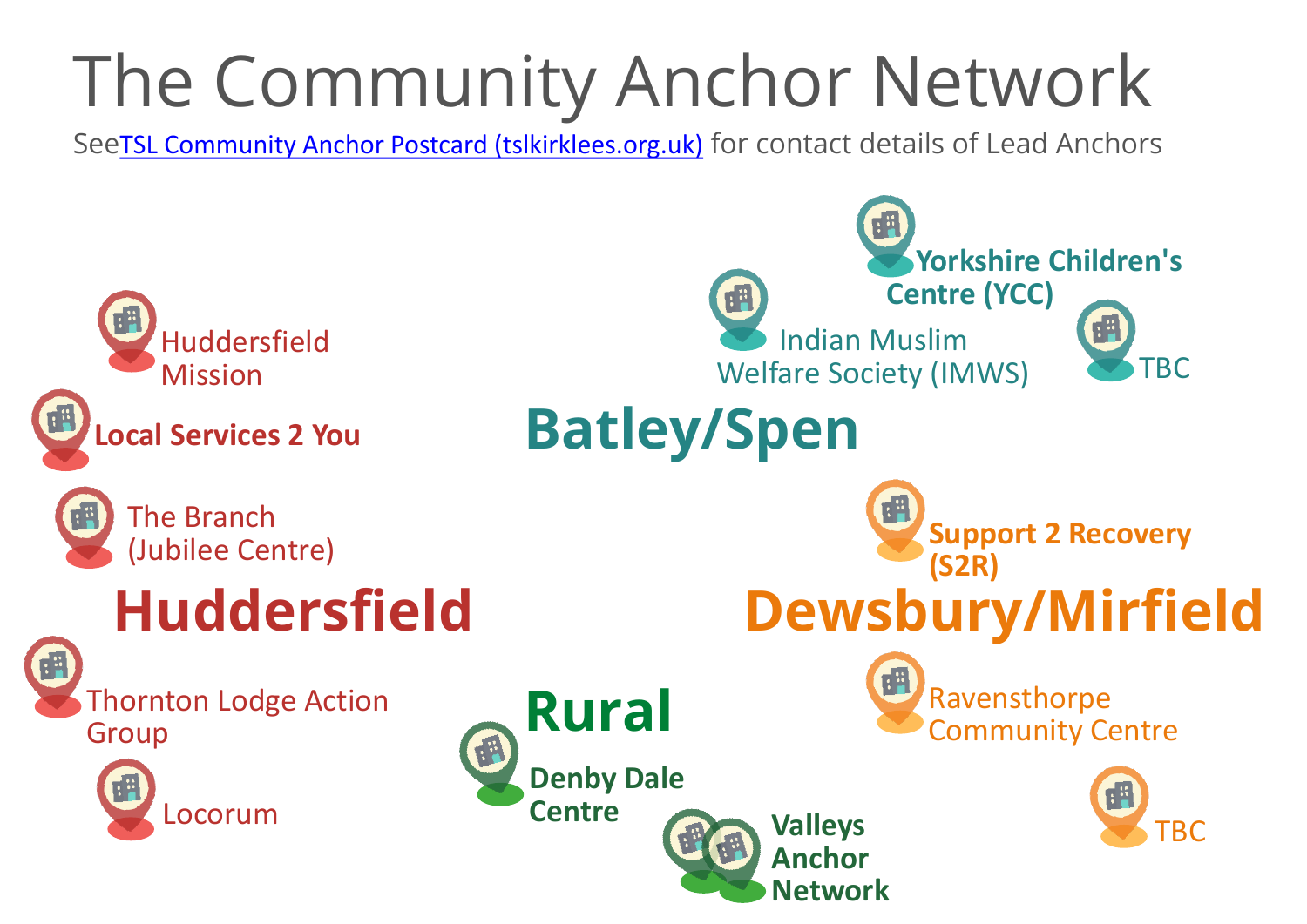# The Community Anchor Network

See[TSL Community Anchor Postcard (tslkirklees.org.uk)]() for contact details of Lead Anchors

## Huddersfield

- Huddersfield Mission
- **Local Services 2 You**
- The Branch (Jubilee Centre)
- Thornton Lodge Action Group
- Locorum

## Batley/Spen

- **Yorkshire Children's Centre (YCC)**
- Indian Muslim Welfare Society (IMWS)
- TBC

## Dewsbury/Mirfield

- **Support 2 Recovery (S2R)**
- Ravensthorpe Community Centre
- TBC

## Rural

- **Denby Dale Centre**
- **Valleys Anchor Network**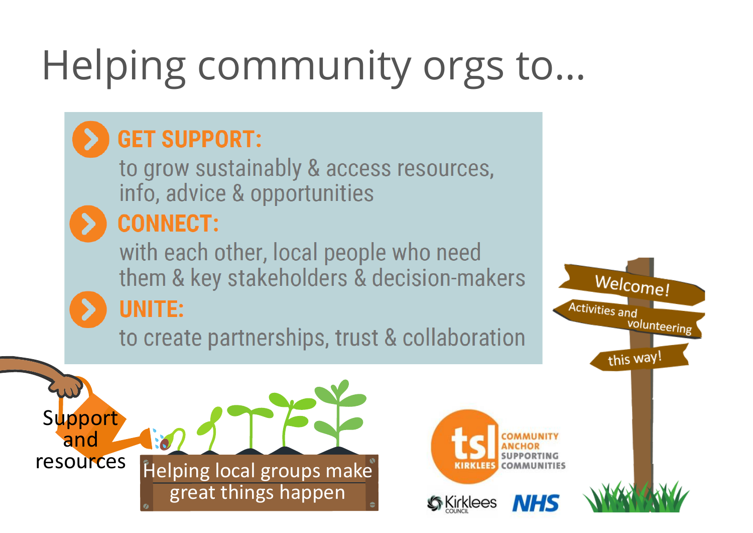# Helping community orgs to...

**GET SUPPORT:**
to grow sustainably & access resources, info, advice & opportunities

**CONNECT:**
with each other, local people who need them & key stakeholders & decision-makers

**UNITE:**
to create partnerships, trust & collaboration

Support and resources

Helping local groups make great things happen

Welcome!

Activities and volunteering

this way!

tsl KIRKLEES COMMUNITY ANCHOR SUPPORTING COMMUNITIES

Kirklees COUNCIL

NHS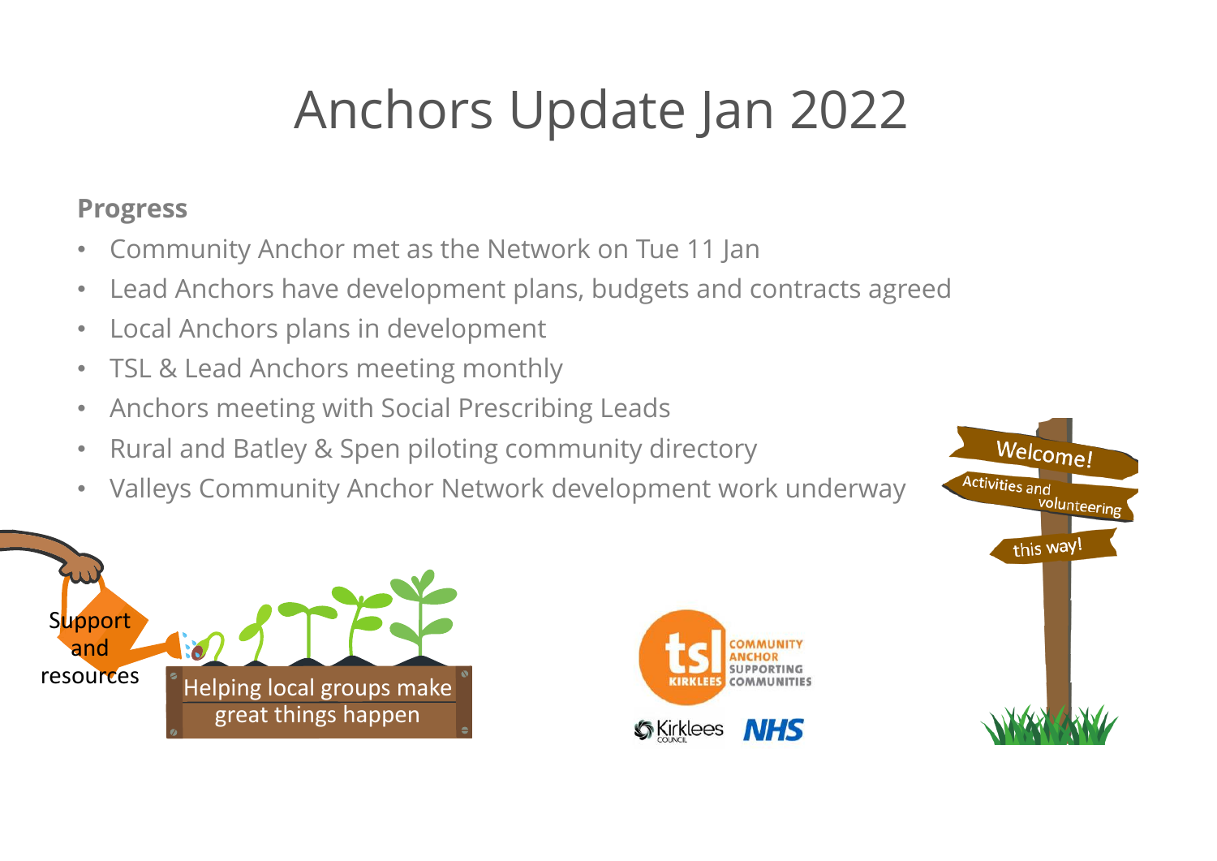# Anchors Update Jan 2022

**Progress**

- Community Anchor met as the Network on Tue 11 Jan
- Lead Anchors have development plans, budgets and contracts agreed
- Local Anchors plans in development
- TSL & Lead Anchors meeting monthly
- Anchors meeting with Social Prescribing Leads
- Rural and Batley & Spen piloting community directory
- Valleys Community Anchor Network development work underway

Support and resources

Helping local groups make great things happen

Welcome! Activities and volunteering this way!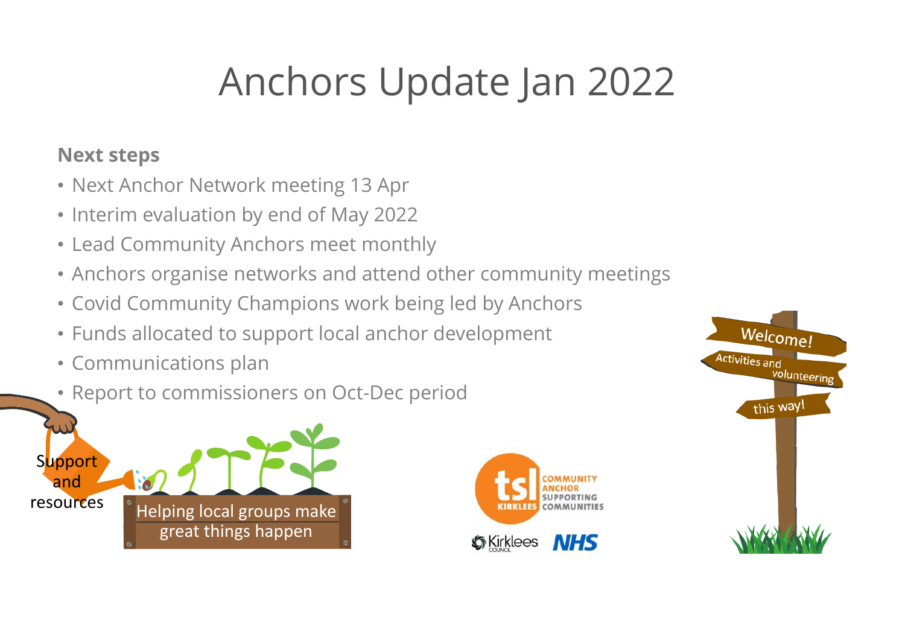# Anchors Update Jan 2022

**Next steps**

- Next Anchor Network meeting 13 Apr
- Interim evaluation by end of May 2022
- Lead Community Anchors meet monthly
- Anchors organise networks and attend other community meetings
- Covid Community Champions work being led by Anchors
- Funds allocated to support local anchor development
- Communications plan
- Report to commissioners on Oct-Dec period

Support and resources

Helping local groups make great things happen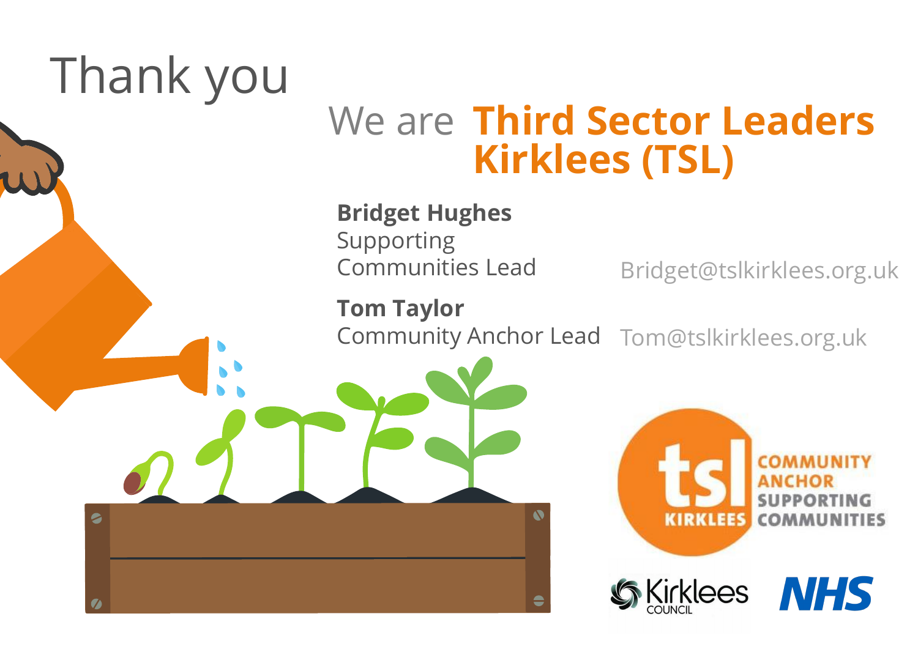# Thank you

## We are **Third Sector Leaders Kirklees (TSL)**

**Bridget Hughes**
Supporting Communities Lead
Bridget@tslkirklees.org.uk

**Tom Taylor**
Community Anchor Lead
Tom@tslkirklees.org.uk